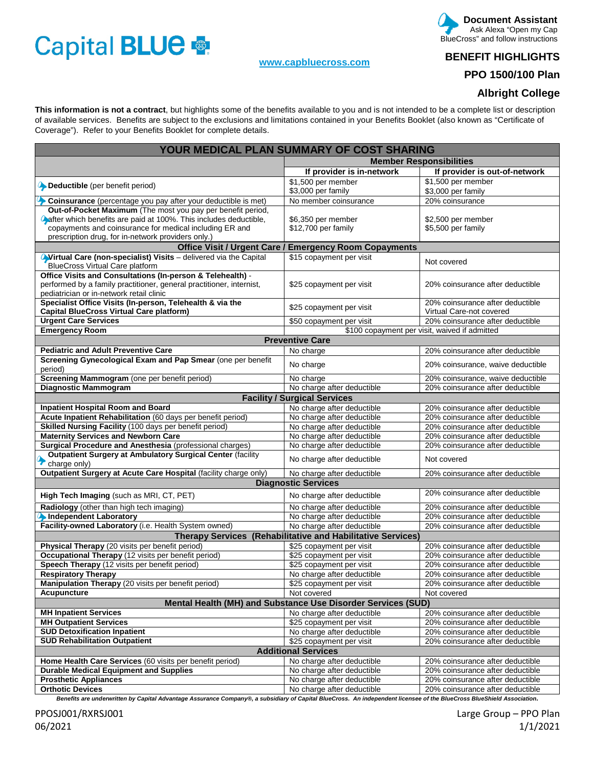Capital BLUE

**Document Assistant**
Ask Alexa "Open my Cap BlueCross" and follow instructions

www.capbluecross.com

## BENEFIT HIGHLIGHTS

## PPO 1500/100 Plan

## Albright College

**This information is not a contract**, but highlights some of the benefits available to you and is not intended to be a complete list or description of available services. Benefits are subject to the exclusions and limitations contained in your Benefits Booklet (also known as "Certificate of Coverage"). Refer to your Benefits Booklet for complete details.

| YOUR MEDICAL PLAN SUMMARY OF COST SHARING | | |
|---|---|---|
| | **Member Responsibilities** | |
| | **If provider is in-network** | **If provider is out-of-network** |
| **Deductible** (per benefit period) | $1,500 per member<br>$3,000 per family | $1,500 per member<br>$3,000 per family |
| **Coinsurance** (percentage you pay after your deductible is met) | No member coinsurance | 20% coinsurance |
| **Out-of-Pocket Maximum** (The most you pay per benefit period, after which benefits are paid at 100%. This includes deductible, copayments and coinsurance for medical including ER and prescription drug, for in-network providers only.) | $6,350 per member<br>$12,700 per family | $2,500 per member<br>$5,500 per family |
| **Office Visit / Urgent Care / Emergency Room Copayments** | | |
| **Virtual Care (non-specialist) Visits** – delivered via the Capital BlueCross Virtual Care platform | $15 copayment per visit | Not covered |
| **Office Visits and Consultations (In-person & Telehealth)** - performed by a family practitioner, general practitioner, internist, pediatrician or in-network retail clinic | $25 copayment per visit | 20% coinsurance after deductible |
| **Specialist Office Visits (In-person, Telehealth & via the Capital BlueCross Virtual Care platform)** | $25 copayment per visit | 20% coinsurance after deductible<br>Virtual Care-not covered |
| **Urgent Care Services** | $50 copayment per visit | 20% coinsurance after deductible |
| **Emergency Room** | $100 copayment per visit, waived if admitted | |
| **Preventive Care** | | |
| **Pediatric and Adult Preventive Care** | No charge | 20% coinsurance after deductible |
| **Screening Gynecological Exam and Pap Smear** (one per benefit period) | No charge | 20% coinsurance, waive deductible |
| **Screening Mammogram** (one per benefit period) | No charge | 20% coinsurance, waive deductible |
| **Diagnostic Mammogram** | No charge after deductible | 20% coinsurance after deductible |
| **Facility / Surgical Services** | | |
| **Inpatient Hospital Room and Board** | No charge after deductible | 20% coinsurance after deductible |
| **Acute Inpatient Rehabilitation** (60 days per benefit period) | No charge after deductible | 20% coinsurance after deductible |
| **Skilled Nursing Facility** (100 days per benefit period) | No charge after deductible | 20% coinsurance after deductible |
| **Maternity Services and Newborn Care** | No charge after deductible | 20% coinsurance after deductible |
| **Surgical Procedure and Anesthesia** (professional charges) | No charge after deductible | 20% coinsurance after deductible |
| **Outpatient Surgery at Ambulatory Surgical Center** (facility charge only) | No charge after deductible | Not covered |
| **Outpatient Surgery at Acute Care Hospital** (facility charge only) | No charge after deductible | 20% coinsurance after deductible |
| **Diagnostic Services** | | |
| **High Tech Imaging** (such as MRI, CT, PET) | No charge after deductible | 20% coinsurance after deductible |
| **Radiology** (other than high tech imaging) | No charge after deductible | 20% coinsurance after deductible |
| **Independent Laboratory** | No charge after deductible | 20% coinsurance after deductible |
| **Facility-owned Laboratory** (i.e. Health System owned) | No charge after deductible | 20% coinsurance after deductible |
| **Therapy Services (Rehabilitative and Habilitative Services)** | | |
| **Physical Therapy** (20 visits per benefit period) | $25 copayment per visit | 20% coinsurance after deductible |
| **Occupational Therapy** (12 visits per benefit period) | $25 copayment per visit | 20% coinsurance after deductible |
| **Speech Therapy** (12 visits per benefit period) | $25 copayment per visit | 20% coinsurance after deductible |
| **Respiratory Therapy** | No charge after deductible | 20% coinsurance after deductible |
| **Manipulation Therapy** (20 visits per benefit period) | $25 copayment per visit | 20% coinsurance after deductible |
| **Acupuncture** | Not covered | Not covered |
| **Mental Health (MH) and Substance Use Disorder Services (SUD)** | | |
| **MH Inpatient Services** | No charge after deductible | 20% coinsurance after deductible |
| **MH Outpatient Services** | $25 copayment per visit | 20% coinsurance after deductible |
| **SUD Detoxification Inpatient** | No charge after deductible | 20% coinsurance after deductible |
| **SUD Rehabilitation Outpatient** | $25 copayment per visit | 20% coinsurance after deductible |
| **Additional Services** | | |
| **Home Health Care Services** (60 visits per benefit period) | No charge after deductible | 20% coinsurance after deductible |
| **Durable Medical Equipment and Supplies** | No charge after deductible | 20% coinsurance after deductible |
| **Prosthetic Appliances** | No charge after deductible | 20% coinsurance after deductible |
| **Orthotic Devices** | No charge after deductible | 20% coinsurance after deductible |

***Benefits are underwritten by Capital Advantage Assurance Company®, a subsidiary of Capital BlueCross. An independent licensee of the BlueCross BlueShield Association.***

PPOSJ001/RXRSJ001
06/2021

Large Group – PPO Plan
1/1/2021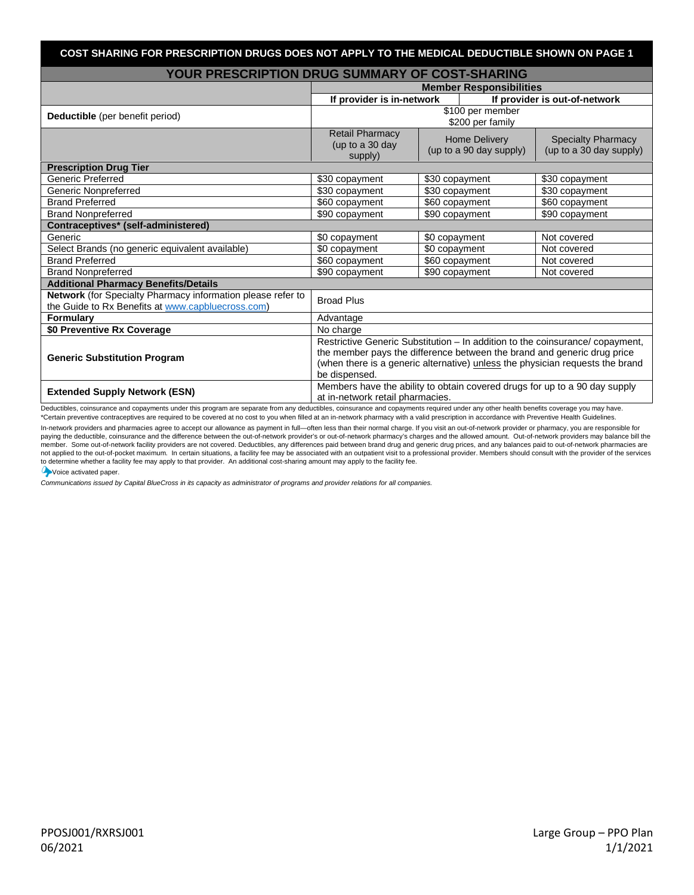**COST SHARING FOR PRESCRIPTION DRUGS DOES NOT APPLY TO THE MEDICAL DEDUCTIBLE SHOWN ON PAGE 1**

## YOUR PRESCRIPTION DRUG SUMMARY OF COST-SHARING

| | Member Responsibilities | | |
|---|---|---|---|
| | **If provider is in-network** | | **If provider is out-of-network** |
| **Deductible** (per benefit period) | $100 per member<br>$200 per family | | |
| | Retail Pharmacy (up to a 30 day supply) | Home Delivery (up to a 90 day supply) | Specialty Pharmacy (up to a 30 day supply) |
| **Prescription Drug Tier** | | | |
| Generic Preferred | $30 copayment | $30 copayment | $30 copayment |
| Generic Nonpreferred | $30 copayment | $30 copayment | $30 copayment |
| Brand Preferred | $60 copayment | $60 copayment | $60 copayment |
| Brand Nonpreferred | $90 copayment | $90 copayment | $90 copayment |
| **Contraceptives* (self-administered)** | | | |
| Generic | $0 copayment | $0 copayment | Not covered |
| Select Brands (no generic equivalent available) | $0 copayment | $0 copayment | Not covered |
| Brand Preferred | $60 copayment | $60 copayment | Not covered |
| Brand Nonpreferred | $90 copayment | $90 copayment | Not covered |
| **Additional Pharmacy Benefits/Details** | | | |
| **Network** (for Specialty Pharmacy information please refer to the Guide to Rx Benefits at www.capbluecross.com) | Broad Plus | | |
| **Formulary** | Advantage | | |
| **$0 Preventive Rx Coverage** | No charge | | |
| **Generic Substitution Program** | Restrictive Generic Substitution – In addition to the coinsurance/ copayment, the member pays the difference between the brand and generic drug price (when there is a generic alternative) unless the physician requests the brand be dispensed. | | |
| **Extended Supply Network (ESN)** | Members have the ability to obtain covered drugs for up to a 90 day supply at in-network retail pharmacies. | | |

Deductibles, coinsurance and copayments under this program are separate from any deductibles, coinsurance and copayments required under any other health benefits coverage you may have.
*Certain preventive contraceptives are required to be covered at no cost to you when filled at an in-network pharmacy with a valid prescription in accordance with Preventive Health Guidelines.

In-network providers and pharmacies agree to accept our allowance as payment in full—often less than their normal charge. If you visit an out-of-network provider or pharmacy, you are responsible for paying the deductible, coinsurance and the difference between the out-of-network provider's or out-of-network pharmacy's charges and the allowed amount. Out-of-network providers may balance bill the member. Some out-of-network facility providers are not covered. Deductibles, any differences paid between brand drug and generic drug prices, and any balances paid to out-of-network pharmacies are not applied to the out-of-pocket maximum. In certain situations, a facility fee may be associated with an outpatient visit to a professional provider. Members should consult with the provider of the services to determine whether a facility fee may apply to that provider. An additional cost-sharing amount may apply to the facility fee.

Voice activated paper.

*Communications issued by Capital BlueCross in its capacity as administrator of programs and provider relations for all companies.*

PPOSJ001/RXRSJ001
06/2021

Large Group – PPO Plan
1/1/2021